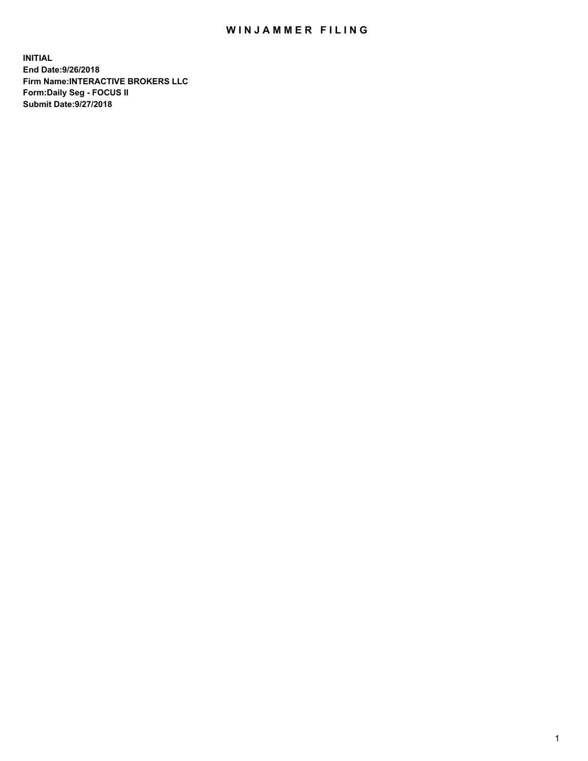# WINJAMMER FILING

**INITIAL**
**End Date:9/26/2018**
**Firm Name:INTERACTIVE BROKERS LLC**
**Form:Daily Seg - FOCUS II**
**Submit Date:9/27/2018**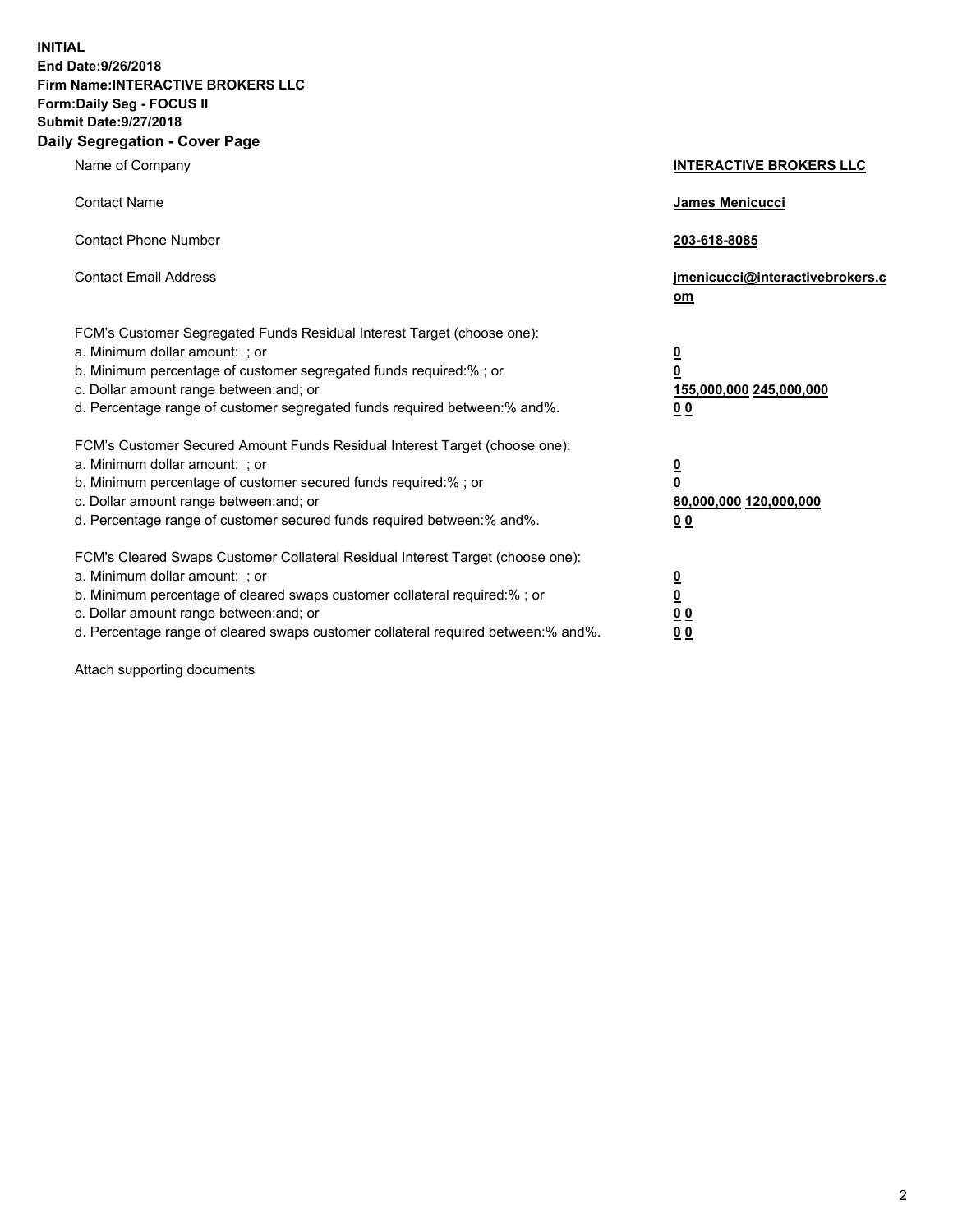**INITIAL**
**End Date:9/26/2018**
**Firm Name:INTERACTIVE BROKERS LLC**
**Form:Daily Seg - FOCUS II**
**Submit Date:9/27/2018**

## Daily Segregation - Cover Page

| | |
|---|---|
| Name of Company | **INTERACTIVE BROKERS LLC** |
| Contact Name | **James Menicucci** |
| Contact Phone Number | **203-618-8085** |
| Contact Email Address | **jmenicucci@interactivebrokers.com** |

FCM's Customer Segregated Funds Residual Interest Target (choose one):

| | |
|---|---|
| a. Minimum dollar amount: ; or | **0** |
| b. Minimum percentage of customer segregated funds required:% ; or | **0** |
| c. Dollar amount range between:and; or | **155,000,000 245,000,000** |
| d. Percentage range of customer segregated funds required between:% and%. | **0 0** |

FCM's Customer Secured Amount Funds Residual Interest Target (choose one):

| | |
|---|---|
| a. Minimum dollar amount: ; or | **0** |
| b. Minimum percentage of customer secured funds required:% ; or | **0** |
| c. Dollar amount range between:and; or | **80,000,000 120,000,000** |
| d. Percentage range of customer secured funds required between:% and%. | **0 0** |

FCM's Cleared Swaps Customer Collateral Residual Interest Target (choose one):

| | |
|---|---|
| a. Minimum dollar amount: ; or | **0** |
| b. Minimum percentage of cleared swaps customer collateral required:% ; or | **0** |
| c. Dollar amount range between:and; or | **0 0** |
| d. Percentage range of cleared swaps customer collateral required between:% and%. | **0 0** |

Attach supporting documents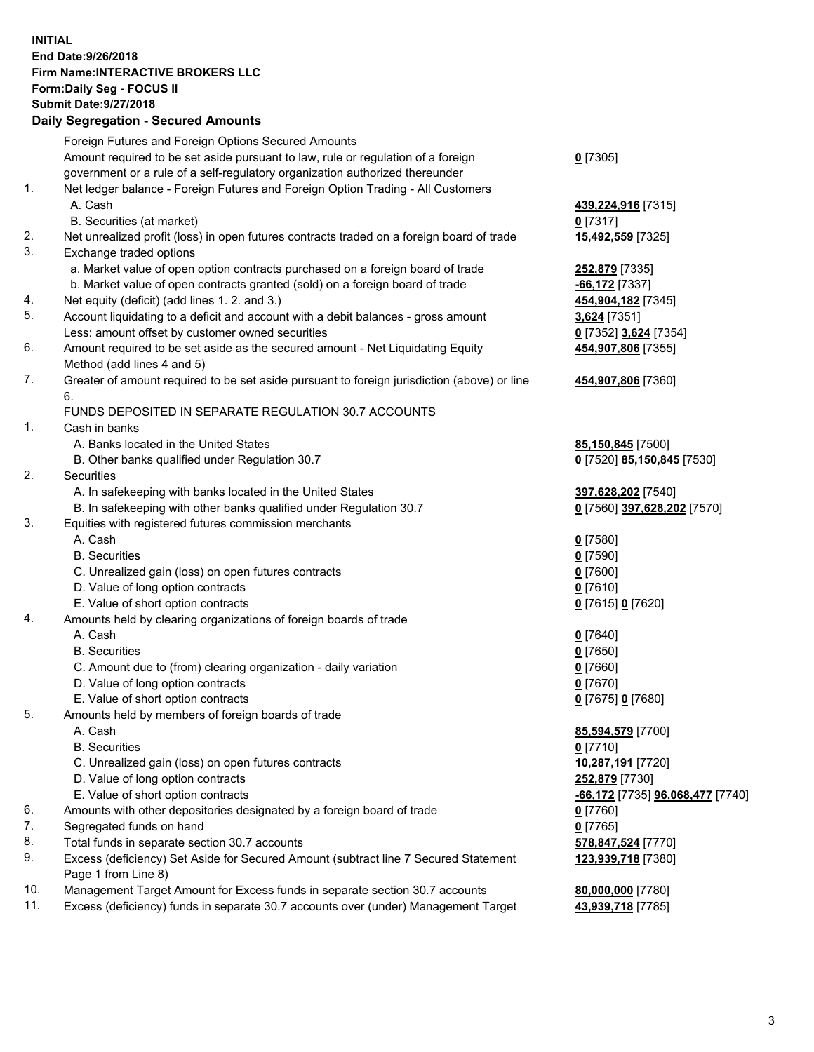**INITIAL**
**End Date:9/26/2018**
**Firm Name:INTERACTIVE BROKERS LLC**
**Form:Daily Seg - FOCUS II**
**Submit Date:9/27/2018**

## Daily Segregation - Secured Amounts

| | | |
|---|---|---|
| | Foreign Futures and Foreign Options Secured Amounts | |
| | Amount required to be set aside pursuant to law, rule or regulation of a foreign government or a rule of a self-regulatory organization authorized thereunder | **0** [7305] |
| 1. | Net ledger balance - Foreign Futures and Foreign Option Trading - All Customers | |
| | A. Cash | **439,224,916** [7315] |
| | B. Securities (at market) | **0** [7317] |
| 2. | Net unrealized profit (loss) in open futures contracts traded on a foreign board of trade | **15,492,559** [7325] |
| 3. | Exchange traded options | |
| | a. Market value of open option contracts purchased on a foreign board of trade | **252,879** [7335] |
| | b. Market value of open contracts granted (sold) on a foreign board of trade | **-66,172** [7337] |
| 4. | Net equity (deficit) (add lines 1. 2. and 3.) | **454,904,182** [7345] |
| 5. | Account liquidating to a deficit and account with a debit balances - gross amount | **3,624** [7351] |
| | Less: amount offset by customer owned securities | **0** [7352] **3,624** [7354] |
| 6. | Amount required to be set aside as the secured amount - Net Liquidating Equity Method (add lines 4 and 5) | **454,907,806** [7355] |
| 7. | Greater of amount required to be set aside pursuant to foreign jurisdiction (above) or line 6. | **454,907,806** [7360] |
| | FUNDS DEPOSITED IN SEPARATE REGULATION 30.7 ACCOUNTS | |
| 1. | Cash in banks | |
| | A. Banks located in the United States | **85,150,845** [7500] |
| | B. Other banks qualified under Regulation 30.7 | **0** [7520] **85,150,845** [7530] |
| 2. | Securities | |
| | A. In safekeeping with banks located in the United States | **397,628,202** [7540] |
| | B. In safekeeping with other banks qualified under Regulation 30.7 | **0** [7560] **397,628,202** [7570] |
| 3. | Equities with registered futures commission merchants | |
| | A. Cash | **0** [7580] |
| | B. Securities | **0** [7590] |
| | C. Unrealized gain (loss) on open futures contracts | **0** [7600] |
| | D. Value of long option contracts | **0** [7610] |
| | E. Value of short option contracts | **0** [7615] **0** [7620] |
| 4. | Amounts held by clearing organizations of foreign boards of trade | |
| | A. Cash | **0** [7640] |
| | B. Securities | **0** [7650] |
| | C. Amount due to (from) clearing organization - daily variation | **0** [7660] |
| | D. Value of long option contracts | **0** [7670] |
| | E. Value of short option contracts | **0** [7675] **0** [7680] |
| 5. | Amounts held by members of foreign boards of trade | |
| | A. Cash | **85,594,579** [7700] |
| | B. Securities | **0** [7710] |
| | C. Unrealized gain (loss) on open futures contracts | **10,287,191** [7720] |
| | D. Value of long option contracts | **252,879** [7730] |
| | E. Value of short option contracts | **-66,172** [7735] **96,068,477** [7740] |
| 6. | Amounts with other depositories designated by a foreign board of trade | **0** [7760] |
| 7. | Segregated funds on hand | **0** [7765] |
| 8. | Total funds in separate section 30.7 accounts | **578,847,524** [7770] |
| 9. | Excess (deficiency) Set Aside for Secured Amount (subtract line 7 Secured Statement Page 1 from Line 8) | **123,939,718** [7380] |
| 10. | Management Target Amount for Excess funds in separate section 30.7 accounts | **80,000,000** [7780] |
| 11. | Excess (deficiency) funds in separate 30.7 accounts over (under) Management Target | **43,939,718** [7785] |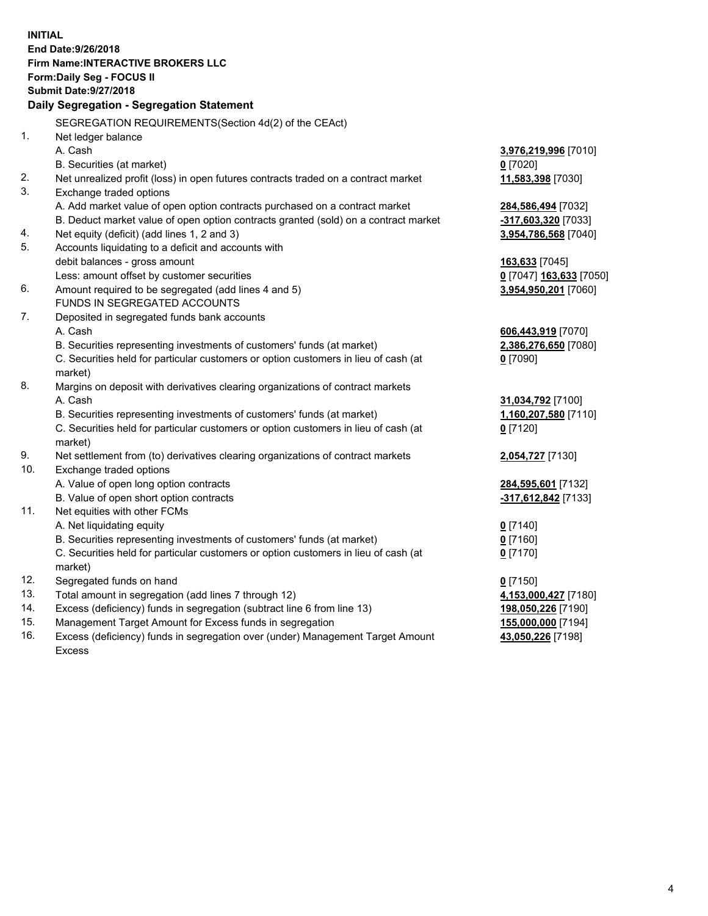**INITIAL**
**End Date:9/26/2018**
**Firm Name:INTERACTIVE BROKERS LLC**
**Form:Daily Seg - FOCUS II**
**Submit Date:9/27/2018**

## Daily Segregation - Segregation Statement

SEGREGATION REQUIREMENTS(Section 4d(2) of the CEAct)

| | | |
|---|---|---|
| 1. | Net ledger balance | |
| | A. Cash | **3,976,219,996** [7010] |
| | B. Securities (at market) | **0** [7020] |
| 2. | Net unrealized profit (loss) in open futures contracts traded on a contract market | **11,583,398** [7030] |
| 3. | Exchange traded options | |
| | A. Add market value of open option contracts purchased on a contract market | **284,586,494** [7032] |
| | B. Deduct market value of open option contracts granted (sold) on a contract market | **-317,603,320** [7033] |
| 4. | Net equity (deficit) (add lines 1, 2 and 3) | **3,954,786,568** [7040] |
| 5. | Accounts liquidating to a deficit and accounts with debit balances - gross amount | **163,633** [7045] |
| | Less: amount offset by customer securities | **0** [7047] **163,633** [7050] |
| 6. | Amount required to be segregated (add lines 4 and 5) | **3,954,950,201** [7060] |
| | FUNDS IN SEGREGATED ACCOUNTS | |
| 7. | Deposited in segregated funds bank accounts | |
| | A. Cash | **606,443,919** [7070] |
| | B. Securities representing investments of customers' funds (at market) | **2,386,276,650** [7080] |
| | C. Securities held for particular customers or option customers in lieu of cash (at market) | **0** [7090] |
| 8. | Margins on deposit with derivatives clearing organizations of contract markets | |
| | A. Cash | **31,034,792** [7100] |
| | B. Securities representing investments of customers' funds (at market) | **1,160,207,580** [7110] |
| | C. Securities held for particular customers or option customers in lieu of cash (at market) | **0** [7120] |
| 9. | Net settlement from (to) derivatives clearing organizations of contract markets | **2,054,727** [7130] |
| 10. | Exchange traded options | |
| | A. Value of open long option contracts | **284,595,601** [7132] |
| | B. Value of open short option contracts | **-317,612,842** [7133] |
| 11. | Net equities with other FCMs | |
| | A. Net liquidating equity | **0** [7140] |
| | B. Securities representing investments of customers' funds (at market) | **0** [7160] |
| | C. Securities held for particular customers or option customers in lieu of cash (at market) | **0** [7170] |
| 12. | Segregated funds on hand | **0** [7150] |
| 13. | Total amount in segregation (add lines 7 through 12) | **4,153,000,427** [7180] |
| 14. | Excess (deficiency) funds in segregation (subtract line 6 from line 13) | **198,050,226** [7190] |
| 15. | Management Target Amount for Excess funds in segregation | **155,000,000** [7194] |
| 16. | Excess (deficiency) funds in segregation over (under) Management Target Amount Excess | **43,050,226** [7198] |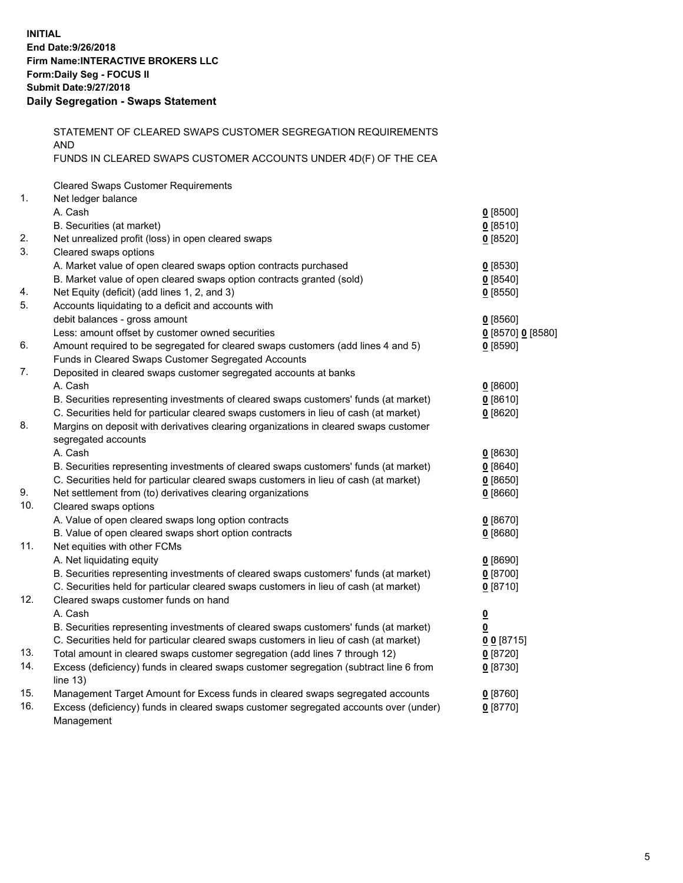**INITIAL**
**End Date:9/26/2018**
**Firm Name:INTERACTIVE BROKERS LLC**
**Form:Daily Seg - FOCUS II**
**Submit Date:9/27/2018**
**Daily Segregation - Swaps Statement**

STATEMENT OF CLEARED SWAPS CUSTOMER SEGREGATION REQUIREMENTS AND
FUNDS IN CLEARED SWAPS CUSTOMER ACCOUNTS UNDER 4D(F) OF THE CEA

| | | |
|---|---|---|
| | Cleared Swaps Customer Requirements | |
| 1. | Net ledger balance | |
| | A. Cash | 0 [8500] |
| | B. Securities (at market) | 0 [8510] |
| 2. | Net unrealized profit (loss) in open cleared swaps | 0 [8520] |
| 3. | Cleared swaps options | |
| | A. Market value of open cleared swaps option contracts purchased | 0 [8530] |
| | B. Market value of open cleared swaps option contracts granted (sold) | 0 [8540] |
| 4. | Net Equity (deficit) (add lines 1, 2, and 3) | 0 [8550] |
| 5. | Accounts liquidating to a deficit and accounts with | |
| | debit balances - gross amount | 0 [8560] |
| | Less: amount offset by customer owned securities | 0 [8570] 0 [8580] |
| 6. | Amount required to be segregated for cleared swaps customers (add lines 4 and 5) | 0 [8590] |
| | Funds in Cleared Swaps Customer Segregated Accounts | |
| 7. | Deposited in cleared swaps customer segregated accounts at banks | |
| | A. Cash | 0 [8600] |
| | B. Securities representing investments of cleared swaps customers' funds (at market) | 0 [8610] |
| | C. Securities held for particular cleared swaps customers in lieu of cash (at market) | 0 [8620] |
| 8. | Margins on deposit with derivatives clearing organizations in cleared swaps customer segregated accounts | |
| | A. Cash | 0 [8630] |
| | B. Securities representing investments of cleared swaps customers' funds (at market) | 0 [8640] |
| | C. Securities held for particular cleared swaps customers in lieu of cash (at market) | 0 [8650] |
| 9. | Net settlement from (to) derivatives clearing organizations | 0 [8660] |
| 10. | Cleared swaps options | |
| | A. Value of open cleared swaps long option contracts | 0 [8670] |
| | B. Value of open cleared swaps short option contracts | 0 [8680] |
| 11. | Net equities with other FCMs | |
| | A. Net liquidating equity | 0 [8690] |
| | B. Securities representing investments of cleared swaps customers' funds (at market) | 0 [8700] |
| | C. Securities held for particular cleared swaps customers in lieu of cash (at market) | 0 [8710] |
| 12. | Cleared swaps customer funds on hand | |
| | A. Cash | 0 |
| | B. Securities representing investments of cleared swaps customers' funds (at market) | 0 |
| | C. Securities held for particular cleared swaps customers in lieu of cash (at market) | 0 0 [8715] |
| 13. | Total amount in cleared swaps customer segregation (add lines 7 through 12) | 0 [8720] |
| 14. | Excess (deficiency) funds in cleared swaps customer segregation (subtract line 6 from line 13) | 0 [8730] |
| 15. | Management Target Amount for Excess funds in cleared swaps segregated accounts | 0 [8760] |
| 16. | Excess (deficiency) funds in cleared swaps customer segregated accounts over (under) Management | 0 [8770] |